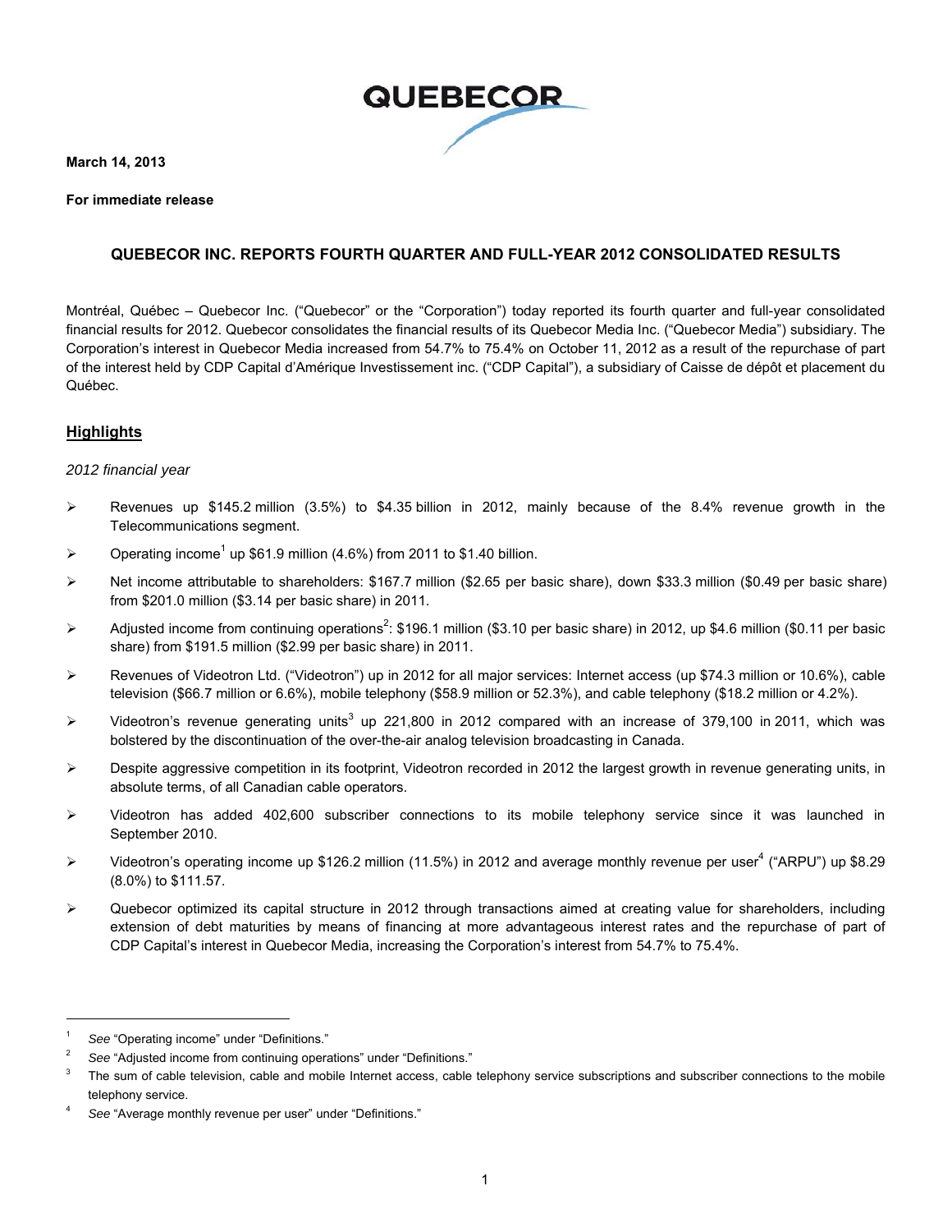QUEBECOR

**March 14, 2013**

**For immediate release**

## QUEBECOR INC. REPORTS FOURTH QUARTER AND FULL-YEAR 2012 CONSOLIDATED RESULTS

Montréal, Québec – Quebecor Inc. ("Quebecor" or the "Corporation") today reported its fourth quarter and full-year consolidated financial results for 2012. Quebecor consolidates the financial results of its Quebecor Media Inc. ("Quebecor Media") subsidiary. The Corporation's interest in Quebecor Media increased from 54.7% to 75.4% on October 11, 2012 as a result of the repurchase of part of the interest held by CDP Capital d'Amérique Investissement inc. ("CDP Capital"), a subsidiary of Caisse de dépôt et placement du Québec.

## Highlights

*2012 financial year*

- Revenues up $145.2 million (3.5%) to $4.35 billion in 2012, mainly because of the 8.4% revenue growth in the Telecommunications segment.
- Operating income[1] up $61.9 million (4.6%) from 2011 to $1.40 billion.
- Net income attributable to shareholders: $167.7 million ($2.65 per basic share), down $33.3 million ($0.49 per basic share) from $201.0 million ($3.14 per basic share) in 2011.
- Adjusted income from continuing operations[2]: $196.1 million ($3.10 per basic share) in 2012, up $4.6 million ($0.11 per basic share) from $191.5 million ($2.99 per basic share) in 2011.
- Revenues of Videotron Ltd. ("Videotron") up in 2012 for all major services: Internet access (up $74.3 million or 10.6%), cable television ($66.7 million or 6.6%), mobile telephony ($58.9 million or 52.3%), and cable telephony ($18.2 million or 4.2%).
- Videotron's revenue generating units[3] up 221,800 in 2012 compared with an increase of 379,100 in 2011, which was bolstered by the discontinuation of the over-the-air analog television broadcasting in Canada.
- Despite aggressive competition in its footprint, Videotron recorded in 2012 the largest growth in revenue generating units, in absolute terms, of all Canadian cable operators.
- Videotron has added 402,600 subscriber connections to its mobile telephony service since it was launched in September 2010.
- Videotron's operating income up $126.2 million (11.5%) in 2012 and average monthly revenue per user[4] ("ARPU") up $8.29 (8.0%) to $111.57.
- Quebecor optimized its capital structure in 2012 through transactions aimed at creating value for shareholders, including extension of debt maturities by means of financing at more advantageous interest rates and the repurchase of part of CDP Capital's interest in Quebecor Media, increasing the Corporation's interest from 54.7% to 75.4%.

---

[1] *See* "Operating income" under "Definitions."

[2] *See* "Adjusted income from continuing operations" under "Definitions."

[3] The sum of cable television, cable and mobile Internet access, cable telephony service subscriptions and subscriber connections to the mobile telephony service.

[4] *See* "Average monthly revenue per user" under "Definitions."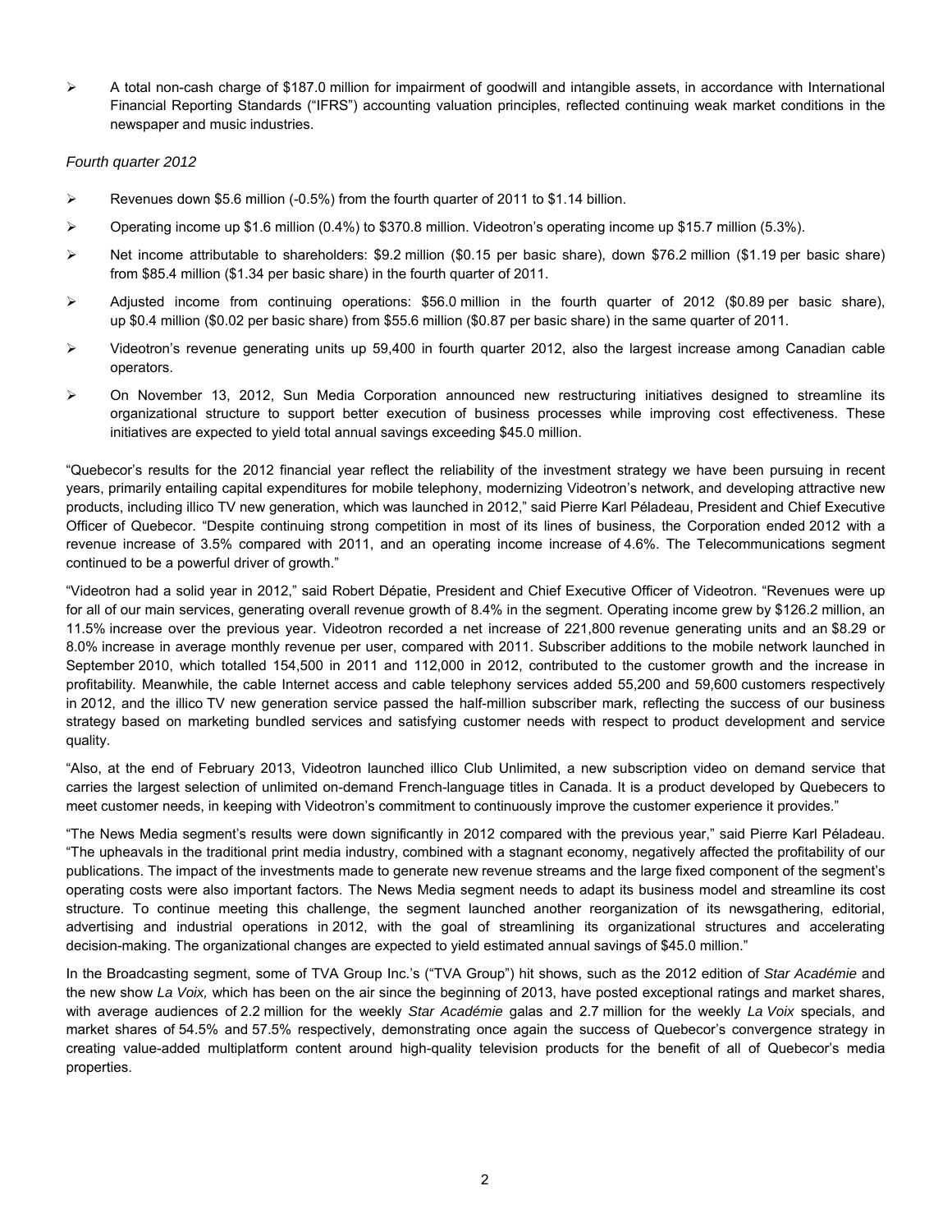- A total non-cash charge of $187.0 million for impairment of goodwill and intangible assets, in accordance with International Financial Reporting Standards ("IFRS") accounting valuation principles, reflected continuing weak market conditions in the newspaper and music industries.

*Fourth quarter 2012*

- Revenues down $5.6 million (-0.5%) from the fourth quarter of 2011 to $1.14 billion.
- Operating income up $1.6 million (0.4%) to $370.8 million. Videotron's operating income up $15.7 million (5.3%).
- Net income attributable to shareholders: $9.2 million ($0.15 per basic share), down $76.2 million ($1.19 per basic share) from $85.4 million ($1.34 per basic share) in the fourth quarter of 2011.
- Adjusted income from continuing operations: $56.0 million in the fourth quarter of 2012 ($0.89 per basic share), up $0.4 million ($0.02 per basic share) from $55.6 million ($0.87 per basic share) in the same quarter of 2011.
- Videotron's revenue generating units up 59,400 in fourth quarter 2012, also the largest increase among Canadian cable operators.
- On November 13, 2012, Sun Media Corporation announced new restructuring initiatives designed to streamline its organizational structure to support better execution of business processes while improving cost effectiveness. These initiatives are expected to yield total annual savings exceeding $45.0 million.

"Quebecor's results for the 2012 financial year reflect the reliability of the investment strategy we have been pursuing in recent years, primarily entailing capital expenditures for mobile telephony, modernizing Videotron's network, and developing attractive new products, including illico TV new generation, which was launched in 2012," said Pierre Karl Péladeau, President and Chief Executive Officer of Quebecor. "Despite continuing strong competition in most of its lines of business, the Corporation ended 2012 with a revenue increase of 3.5% compared with 2011, and an operating income increase of 4.6%. The Telecommunications segment continued to be a powerful driver of growth."

"Videotron had a solid year in 2012," said Robert Dépatie, President and Chief Executive Officer of Videotron. "Revenues were up for all of our main services, generating overall revenue growth of 8.4% in the segment. Operating income grew by $126.2 million, an 11.5% increase over the previous year. Videotron recorded a net increase of 221,800 revenue generating units and an $8.29 or 8.0% increase in average monthly revenue per user, compared with 2011. Subscriber additions to the mobile network launched in September 2010, which totalled 154,500 in 2011 and 112,000 in 2012, contributed to the customer growth and the increase in profitability. Meanwhile, the cable Internet access and cable telephony services added 55,200 and 59,600 customers respectively in 2012, and the illico TV new generation service passed the half-million subscriber mark, reflecting the success of our business strategy based on marketing bundled services and satisfying customer needs with respect to product development and service quality.

"Also, at the end of February 2013, Videotron launched illico Club Unlimited, a new subscription video on demand service that carries the largest selection of unlimited on-demand French-language titles in Canada. It is a product developed by Quebecers to meet customer needs, in keeping with Videotron's commitment to continuously improve the customer experience it provides."

"The News Media segment's results were down significantly in 2012 compared with the previous year," said Pierre Karl Péladeau. "The upheavals in the traditional print media industry, combined with a stagnant economy, negatively affected the profitability of our publications. The impact of the investments made to generate new revenue streams and the large fixed component of the segment's operating costs were also important factors. The News Media segment needs to adapt its business model and streamline its cost structure. To continue meeting this challenge, the segment launched another reorganization of its newsgathering, editorial, advertising and industrial operations in 2012, with the goal of streamlining its organizational structures and accelerating decision-making. The organizational changes are expected to yield estimated annual savings of $45.0 million."

In the Broadcasting segment, some of TVA Group Inc.'s ("TVA Group") hit shows, such as the 2012 edition of *Star Académie* and the new show *La Voix,* which has been on the air since the beginning of 2013, have posted exceptional ratings and market shares, with average audiences of 2.2 million for the weekly *Star Académie* galas and 2.7 million for the weekly *La Voix* specials, and market shares of 54.5% and 57.5% respectively, demonstrating once again the success of Quebecor's convergence strategy in creating value-added multiplatform content around high-quality television products for the benefit of all of Quebecor's media properties.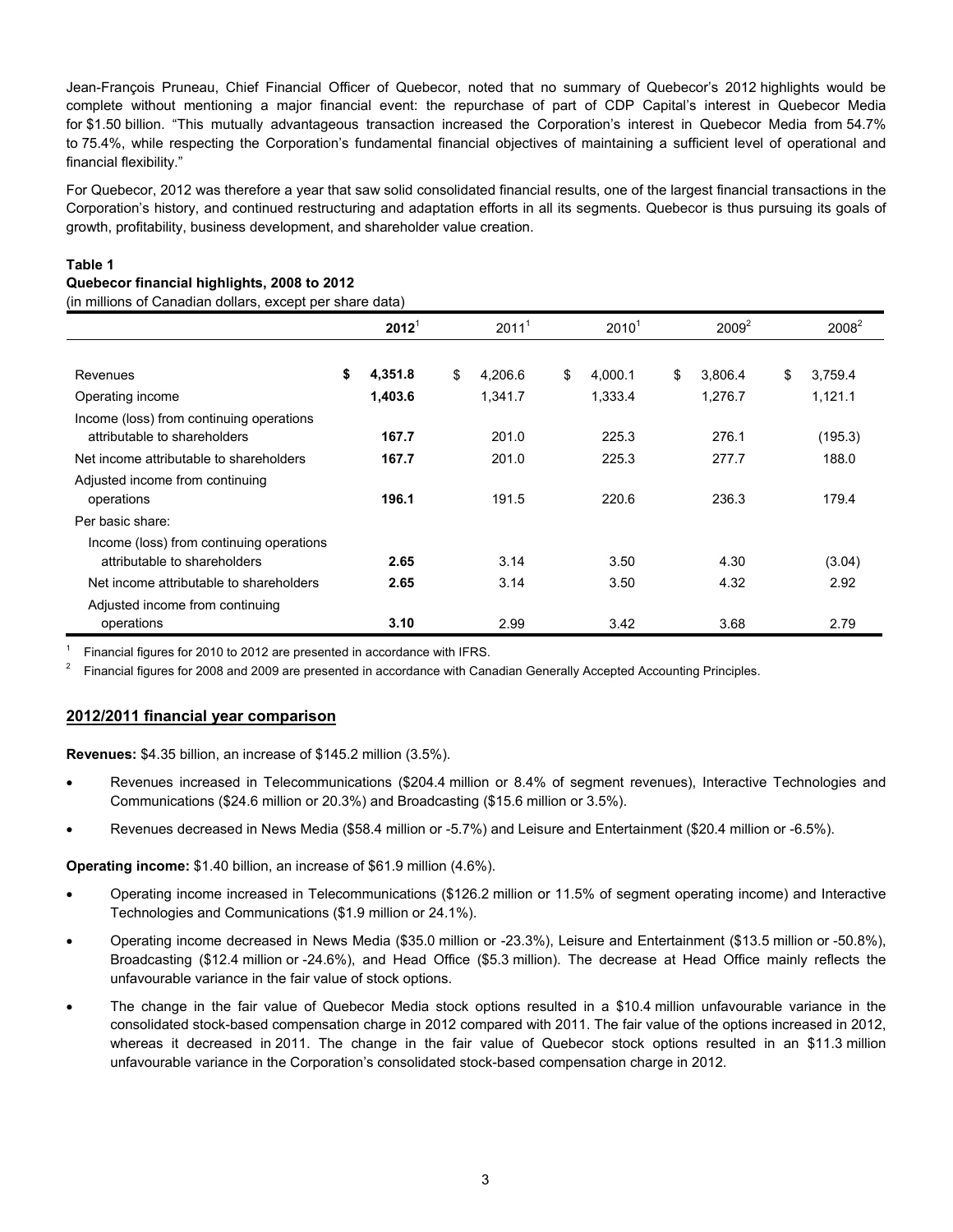Jean-François Pruneau, Chief Financial Officer of Quebecor, noted that no summary of Quebecor's 2012 highlights would be complete without mentioning a major financial event: the repurchase of part of CDP Capital's interest in Quebecor Media for $1.50 billion. "This mutually advantageous transaction increased the Corporation's interest in Quebecor Media from 54.7% to 75.4%, while respecting the Corporation's fundamental financial objectives of maintaining a sufficient level of operational and financial flexibility."

For Quebecor, 2012 was therefore a year that saw solid consolidated financial results, one of the largest financial transactions in the Corporation's history, and continued restructuring and adaptation efforts in all its segments. Quebecor is thus pursuing its goals of growth, profitability, business development, and shareholder value creation.

**Table 1**
**Quebecor financial highlights, 2008 to 2012**
(in millions of Canadian dollars, except per share data)

| | **2012**[1] | 2011[1] | 2010[1] | 2009[2] | 2008[2] |
|---|---|---|---|---|---|
| Revenues | **$ 4,351.8** | $ 4,206.6 | $ 4,000.1 | $ 3,806.4 | $ 3,759.4 |
| Operating income | **1,403.6** | 1,341.7 | 1,333.4 | 1,276.7 | 1,121.1 |
| Income (loss) from continuing operations attributable to shareholders | **167.7** | 201.0 | 225.3 | 276.1 | (195.3) |
| Net income attributable to shareholders | **167.7** | 201.0 | 225.3 | 277.7 | 188.0 |
| Adjusted income from continuing operations | **196.1** | 191.5 | 220.6 | 236.3 | 179.4 |
| Per basic share: | | | | | |
| Income (loss) from continuing operations attributable to shareholders | **2.65** | 3.14 | 3.50 | 4.30 | (3.04) |
| Net income attributable to shareholders | **2.65** | 3.14 | 3.50 | 4.32 | 2.92 |
| Adjusted income from continuing operations | **3.10** | 2.99 | 3.42 | 3.68 | 2.79 |

[1] Financial figures for 2010 to 2012 are presented in accordance with IFRS.

[2] Financial figures for 2008 and 2009 are presented in accordance with Canadian Generally Accepted Accounting Principles.

## 2012/2011 financial year comparison

**Revenues:** $4.35 billion, an increase of $145.2 million (3.5%).

- Revenues increased in Telecommunications ($204.4 million or 8.4% of segment revenues), Interactive Technologies and Communications ($24.6 million or 20.3%) and Broadcasting ($15.6 million or 3.5%).
- Revenues decreased in News Media ($58.4 million or -5.7%) and Leisure and Entertainment ($20.4 million or -6.5%).

**Operating income:** $1.40 billion, an increase of $61.9 million (4.6%).

- Operating income increased in Telecommunications ($126.2 million or 11.5% of segment operating income) and Interactive Technologies and Communications ($1.9 million or 24.1%).
- Operating income decreased in News Media ($35.0 million or -23.3%), Leisure and Entertainment ($13.5 million or -50.8%), Broadcasting ($12.4 million or -24.6%), and Head Office ($5.3 million). The decrease at Head Office mainly reflects the unfavourable variance in the fair value of stock options.
- The change in the fair value of Quebecor Media stock options resulted in a $10.4 million unfavourable variance in the consolidated stock-based compensation charge in 2012 compared with 2011. The fair value of the options increased in 2012, whereas it decreased in 2011. The change in the fair value of Quebecor stock options resulted in an $11.3 million unfavourable variance in the Corporation's consolidated stock-based compensation charge in 2012.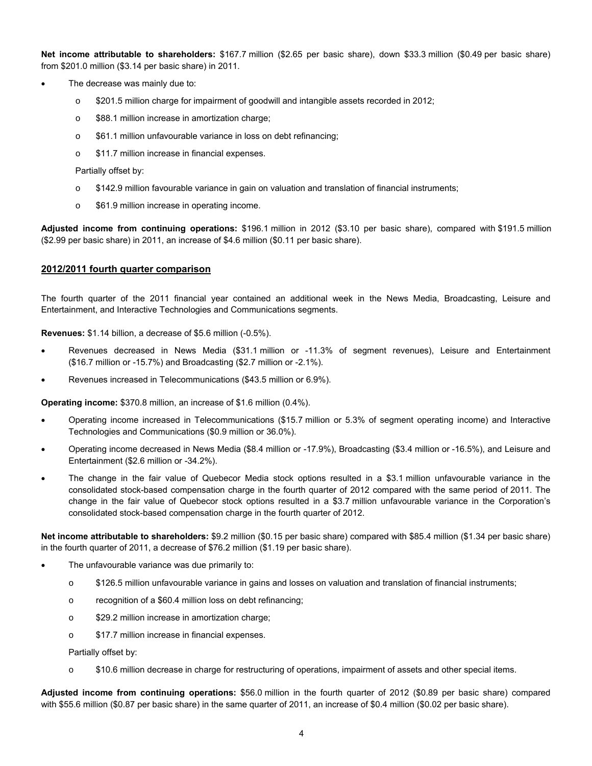**Net income attributable to shareholders:** $167.7 million ($2.65 per basic share), down $33.3 million ($0.49 per basic share) from $201.0 million ($3.14 per basic share) in 2011.

- The decrease was mainly due to:
  - $201.5 million charge for impairment of goodwill and intangible assets recorded in 2012;
  - $88.1 million increase in amortization charge;
  - $61.1 million unfavourable variance in loss on debt refinancing;
  - $11.7 million increase in financial expenses.

  Partially offset by:
  - $142.9 million favourable variance in gain on valuation and translation of financial instruments;
  - $61.9 million increase in operating income.

**Adjusted income from continuing operations:** $196.1 million in 2012 ($3.10 per basic share), compared with $191.5 million ($2.99 per basic share) in 2011, an increase of $4.6 million ($0.11 per basic share).

## 2012/2011 fourth quarter comparison

The fourth quarter of the 2011 financial year contained an additional week in the News Media, Broadcasting, Leisure and Entertainment, and Interactive Technologies and Communications segments.

**Revenues:** $1.14 billion, a decrease of $5.6 million (-0.5%).

- Revenues decreased in News Media ($31.1 million or -11.3% of segment revenues), Leisure and Entertainment ($16.7 million or -15.7%) and Broadcasting ($2.7 million or -2.1%).
- Revenues increased in Telecommunications ($43.5 million or 6.9%).

**Operating income:** $370.8 million, an increase of $1.6 million (0.4%).

- Operating income increased in Telecommunications ($15.7 million or 5.3% of segment operating income) and Interactive Technologies and Communications ($0.9 million or 36.0%).
- Operating income decreased in News Media ($8.4 million or -17.9%), Broadcasting ($3.4 million or -16.5%), and Leisure and Entertainment ($2.6 million or -34.2%).
- The change in the fair value of Quebecor Media stock options resulted in a $3.1 million unfavourable variance in the consolidated stock-based compensation charge in the fourth quarter of 2012 compared with the same period of 2011. The change in the fair value of Quebecor stock options resulted in a $3.7 million unfavourable variance in the Corporation's consolidated stock-based compensation charge in the fourth quarter of 2012.

**Net income attributable to shareholders:** $9.2 million ($0.15 per basic share) compared with $85.4 million ($1.34 per basic share) in the fourth quarter of 2011, a decrease of $76.2 million ($1.19 per basic share).

- The unfavourable variance was due primarily to:
  - $126.5 million unfavourable variance in gains and losses on valuation and translation of financial instruments;
  - recognition of a $60.4 million loss on debt refinancing;
  - $29.2 million increase in amortization charge;
  - $17.7 million increase in financial expenses.

  Partially offset by:
  - $10.6 million decrease in charge for restructuring of operations, impairment of assets and other special items.

**Adjusted income from continuing operations:** $56.0 million in the fourth quarter of 2012 ($0.89 per basic share) compared with $55.6 million ($0.87 per basic share) in the same quarter of 2011, an increase of $0.4 million ($0.02 per basic share).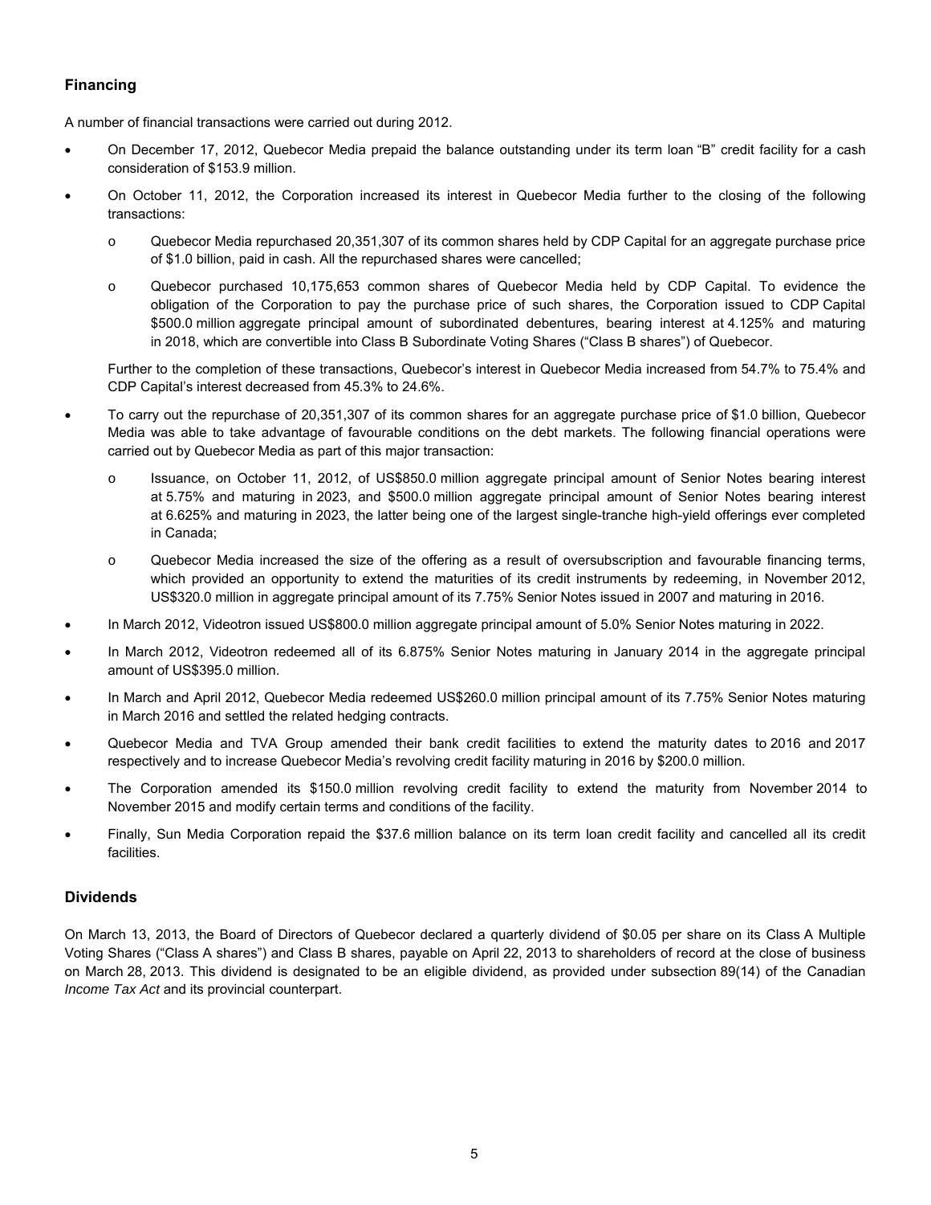## Financing

A number of financial transactions were carried out during 2012.

- On December 17, 2012, Quebecor Media prepaid the balance outstanding under its term loan "B" credit facility for a cash consideration of $153.9 million.
- On October 11, 2012, the Corporation increased its interest in Quebecor Media further to the closing of the following transactions:
  - Quebecor Media repurchased 20,351,307 of its common shares held by CDP Capital for an aggregate purchase price of $1.0 billion, paid in cash. All the repurchased shares were cancelled;
  - Quebecor purchased 10,175,653 common shares of Quebecor Media held by CDP Capital. To evidence the obligation of the Corporation to pay the purchase price of such shares, the Corporation issued to CDP Capital $500.0 million aggregate principal amount of subordinated debentures, bearing interest at 4.125% and maturing in 2018, which are convertible into Class B Subordinate Voting Shares ("Class B shares") of Quebecor.

  Further to the completion of these transactions, Quebecor's interest in Quebecor Media increased from 54.7% to 75.4% and CDP Capital's interest decreased from 45.3% to 24.6%.
- To carry out the repurchase of 20,351,307 of its common shares for an aggregate purchase price of $1.0 billion, Quebecor Media was able to take advantage of favourable conditions on the debt markets. The following financial operations were carried out by Quebecor Media as part of this major transaction:
  - Issuance, on October 11, 2012, of US$850.0 million aggregate principal amount of Senior Notes bearing interest at 5.75% and maturing in 2023, and $500.0 million aggregate principal amount of Senior Notes bearing interest at 6.625% and maturing in 2023, the latter being one of the largest single-tranche high-yield offerings ever completed in Canada;
  - Quebecor Media increased the size of the offering as a result of oversubscription and favourable financing terms, which provided an opportunity to extend the maturities of its credit instruments by redeeming, in November 2012, US$320.0 million in aggregate principal amount of its 7.75% Senior Notes issued in 2007 and maturing in 2016.
- In March 2012, Videotron issued US$800.0 million aggregate principal amount of 5.0% Senior Notes maturing in 2022.
- In March 2012, Videotron redeemed all of its 6.875% Senior Notes maturing in January 2014 in the aggregate principal amount of US$395.0 million.
- In March and April 2012, Quebecor Media redeemed US$260.0 million principal amount of its 7.75% Senior Notes maturing in March 2016 and settled the related hedging contracts.
- Quebecor Media and TVA Group amended their bank credit facilities to extend the maturity dates to 2016 and 2017 respectively and to increase Quebecor Media's revolving credit facility maturing in 2016 by $200.0 million.
- The Corporation amended its $150.0 million revolving credit facility to extend the maturity from November 2014 to November 2015 and modify certain terms and conditions of the facility.
- Finally, Sun Media Corporation repaid the $37.6 million balance on its term loan credit facility and cancelled all its credit facilities.

## Dividends

On March 13, 2013, the Board of Directors of Quebecor declared a quarterly dividend of $0.05 per share on its Class A Multiple Voting Shares ("Class A shares") and Class B shares, payable on April 22, 2013 to shareholders of record at the close of business on March 28, 2013. This dividend is designated to be an eligible dividend, as provided under subsection 89(14) of the Canadian *Income Tax Act* and its provincial counterpart.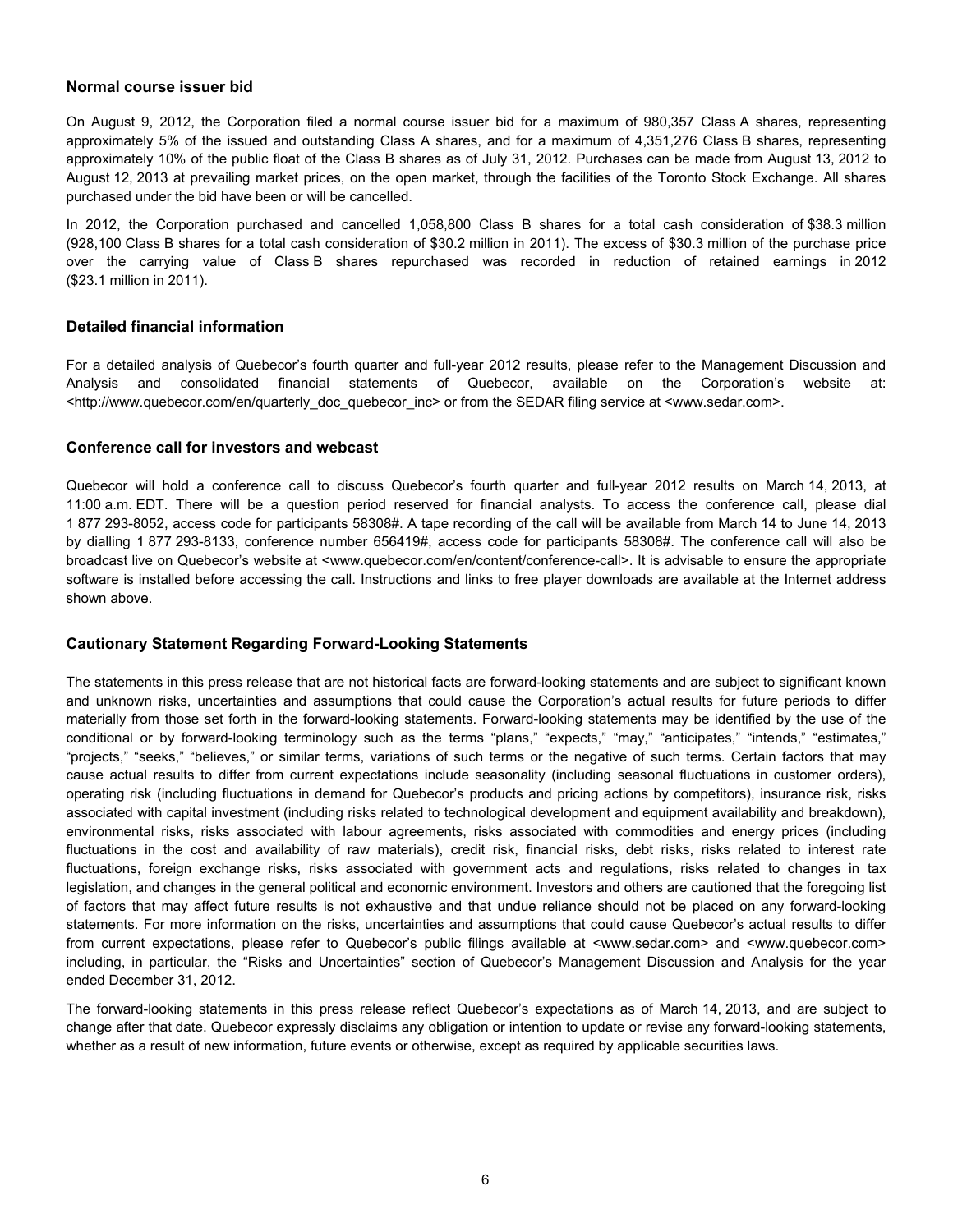### Normal course issuer bid

On August 9, 2012, the Corporation filed a normal course issuer bid for a maximum of 980,357 Class A shares, representing approximately 5% of the issued and outstanding Class A shares, and for a maximum of 4,351,276 Class B shares, representing approximately 10% of the public float of the Class B shares as of July 31, 2012. Purchases can be made from August 13, 2012 to August 12, 2013 at prevailing market prices, on the open market, through the facilities of the Toronto Stock Exchange. All shares purchased under the bid have been or will be cancelled.

In 2012, the Corporation purchased and cancelled 1,058,800 Class B shares for a total cash consideration of $38.3 million (928,100 Class B shares for a total cash consideration of $30.2 million in 2011). The excess of $30.3 million of the purchase price over the carrying value of Class B shares repurchased was recorded in reduction of retained earnings in 2012 ($23.1 million in 2011).

### Detailed financial information

For a detailed analysis of Quebecor's fourth quarter and full-year 2012 results, please refer to the Management Discussion and Analysis and consolidated financial statements of Quebecor, available on the Corporation's website at: <http://www.quebecor.com/en/quarterly_doc_quebecor_inc> or from the SEDAR filing service at <www.sedar.com>.

### Conference call for investors and webcast

Quebecor will hold a conference call to discuss Quebecor's fourth quarter and full-year 2012 results on March 14, 2013, at 11:00 a.m. EDT. There will be a question period reserved for financial analysts. To access the conference call, please dial 1 877 293-8052, access code for participants 58308#. A tape recording of the call will be available from March 14 to June 14, 2013 by dialling 1 877 293-8133, conference number 656419#, access code for participants 58308#. The conference call will also be broadcast live on Quebecor's website at <www.quebecor.com/en/content/conference-call>. It is advisable to ensure the appropriate software is installed before accessing the call. Instructions and links to free player downloads are available at the Internet address shown above.

### Cautionary Statement Regarding Forward-Looking Statements

The statements in this press release that are not historical facts are forward-looking statements and are subject to significant known and unknown risks, uncertainties and assumptions that could cause the Corporation's actual results for future periods to differ materially from those set forth in the forward-looking statements. Forward-looking statements may be identified by the use of the conditional or by forward-looking terminology such as the terms "plans," "expects," "may," "anticipates," "intends," "estimates," "projects," "seeks," "believes," or similar terms, variations of such terms or the negative of such terms. Certain factors that may cause actual results to differ from current expectations include seasonality (including seasonal fluctuations in customer orders), operating risk (including fluctuations in demand for Quebecor's products and pricing actions by competitors), insurance risk, risks associated with capital investment (including risks related to technological development and equipment availability and breakdown), environmental risks, risks associated with labour agreements, risks associated with commodities and energy prices (including fluctuations in the cost and availability of raw materials), credit risk, financial risks, debt risks, risks related to interest rate fluctuations, foreign exchange risks, risks associated with government acts and regulations, risks related to changes in tax legislation, and changes in the general political and economic environment. Investors and others are cautioned that the foregoing list of factors that may affect future results is not exhaustive and that undue reliance should not be placed on any forward-looking statements. For more information on the risks, uncertainties and assumptions that could cause Quebecor's actual results to differ from current expectations, please refer to Quebecor's public filings available at <www.sedar.com> and <www.quebecor.com> including, in particular, the "Risks and Uncertainties" section of Quebecor's Management Discussion and Analysis for the year ended December 31, 2012.

The forward-looking statements in this press release reflect Quebecor's expectations as of March 14, 2013, and are subject to change after that date. Quebecor expressly disclaims any obligation or intention to update or revise any forward-looking statements, whether as a result of new information, future events or otherwise, except as required by applicable securities laws.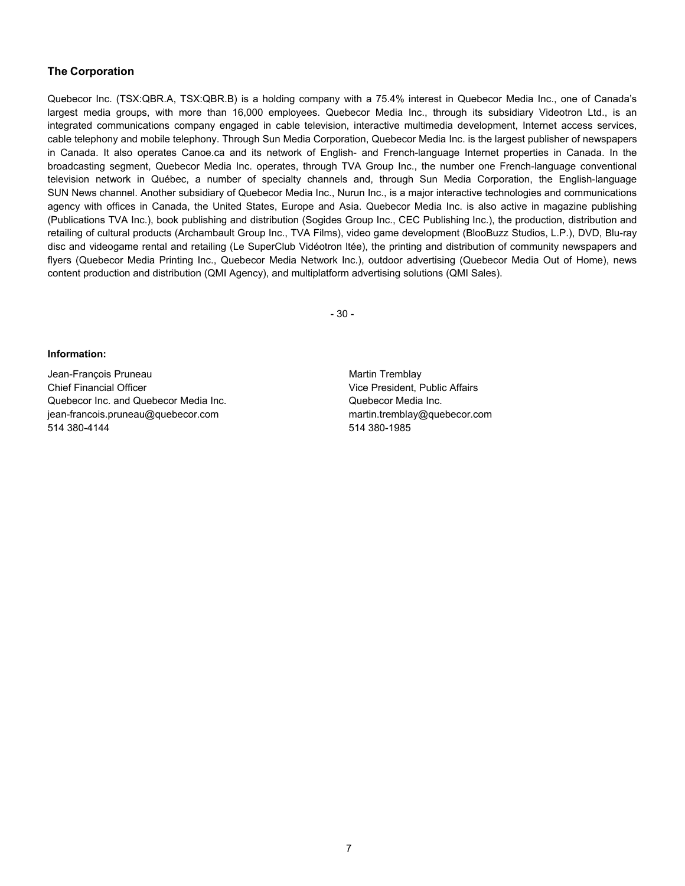### The Corporation

Quebecor Inc. (TSX:QBR.A, TSX:QBR.B) is a holding company with a 75.4% interest in Quebecor Media Inc., one of Canada's largest media groups, with more than 16,000 employees. Quebecor Media Inc., through its subsidiary Videotron Ltd., is an integrated communications company engaged in cable television, interactive multimedia development, Internet access services, cable telephony and mobile telephony. Through Sun Media Corporation, Quebecor Media Inc. is the largest publisher of newspapers in Canada. It also operates Canoe.ca and its network of English- and French-language Internet properties in Canada. In the broadcasting segment, Quebecor Media Inc. operates, through TVA Group Inc., the number one French-language conventional television network in Québec, a number of specialty channels and, through Sun Media Corporation, the English-language SUN News channel. Another subsidiary of Quebecor Media Inc., Nurun Inc., is a major interactive technologies and communications agency with offices in Canada, the United States, Europe and Asia. Quebecor Media Inc. is also active in magazine publishing (Publications TVA Inc.), book publishing and distribution (Sogides Group Inc., CEC Publishing Inc.), the production, distribution and retailing of cultural products (Archambault Group Inc., TVA Films), video game development (BlooBuzz Studios, L.P.), DVD, Blu-ray disc and videogame rental and retailing (Le SuperClub Vidéotron ltée), the printing and distribution of community newspapers and flyers (Quebecor Media Printing Inc., Quebecor Media Network Inc.), outdoor advertising (Quebecor Media Out of Home), news content production and distribution (QMI Agency), and multiplatform advertising solutions (QMI Sales).

- 30 -

**Information:**

Jean-François Pruneau
Chief Financial Officer
Quebecor Inc. and Quebecor Media Inc.
jean-francois.pruneau@quebecor.com
514 380-4144

Martin Tremblay
Vice President, Public Affairs
Quebecor Media Inc.
martin.tremblay@quebecor.com
514 380-1985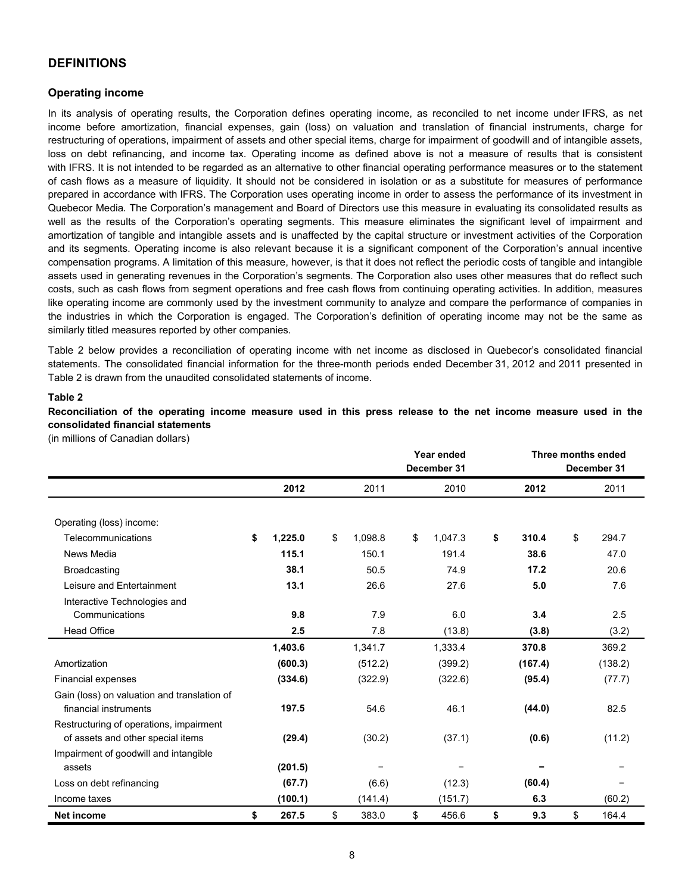## DEFINITIONS

### Operating income

In its analysis of operating results, the Corporation defines operating income, as reconciled to net income under IFRS, as net income before amortization, financial expenses, gain (loss) on valuation and translation of financial instruments, charge for restructuring of operations, impairment of assets and other special items, charge for impairment of goodwill and of intangible assets, loss on debt refinancing, and income tax. Operating income as defined above is not a measure of results that is consistent with IFRS. It is not intended to be regarded as an alternative to other financial operating performance measures or to the statement of cash flows as a measure of liquidity. It should not be considered in isolation or as a substitute for measures of performance prepared in accordance with IFRS. The Corporation uses operating income in order to assess the performance of its investment in Quebecor Media. The Corporation's management and Board of Directors use this measure in evaluating its consolidated results as well as the results of the Corporation's operating segments. This measure eliminates the significant level of impairment and amortization of tangible and intangible assets and is unaffected by the capital structure or investment activities of the Corporation and its segments. Operating income is also relevant because it is a significant component of the Corporation's annual incentive compensation programs. A limitation of this measure, however, is that it does not reflect the periodic costs of tangible and intangible assets used in generating revenues in the Corporation's segments. The Corporation also uses other measures that do reflect such costs, such as cash flows from segment operations and free cash flows from continuing operating activities. In addition, measures like operating income are commonly used by the investment community to analyze and compare the performance of companies in the industries in which the Corporation is engaged. The Corporation's definition of operating income may not be the same as similarly titled measures reported by other companies.

Table 2 below provides a reconciliation of operating income with net income as disclosed in Quebecor's consolidated financial statements. The consolidated financial information for the three-month periods ended December 31, 2012 and 2011 presented in Table 2 is drawn from the unaudited consolidated statements of income.

**Table 2**

**Reconciliation of the operating income measure used in this press release to the net income measure used in the consolidated financial statements**

(in millions of Canadian dollars)

| | Year ended December 31 | | | Three months ended December 31 | |
|---|---|---|---|---|---|
| | **2012** | 2011 | 2010 | **2012** | 2011 |
| Operating (loss) income: | | | | | |
| Telecommunications | **$ 1,225.0** | $ 1,098.8 | $ 1,047.3 | **$ 310.4** | $ 294.7 |
| News Media | **115.1** | 150.1 | 191.4 | **38.6** | 47.0 |
| Broadcasting | **38.1** | 50.5 | 74.9 | **17.2** | 20.6 |
| Leisure and Entertainment | **13.1** | 26.6 | 27.6 | **5.0** | 7.6 |
| Interactive Technologies and Communications | **9.8** | 7.9 | 6.0 | **3.4** | 2.5 |
| Head Office | **2.5** | 7.8 | (13.8) | **(3.8)** | (3.2) |
| | **1,403.6** | 1,341.7 | 1,333.4 | **370.8** | 369.2 |
| Amortization | **(600.3)** | (512.2) | (399.2) | **(167.4)** | (138.2) |
| Financial expenses | **(334.6)** | (322.9) | (322.6) | **(95.4)** | (77.7) |
| Gain (loss) on valuation and translation of financial instruments | **197.5** | 54.6 | 46.1 | **(44.0)** | 82.5 |
| Restructuring of operations, impairment of assets and other special items | **(29.4)** | (30.2) | (37.1) | **(0.6)** | (11.2) |
| Impairment of goodwill and intangible assets | **(201.5)** | – | – | **–** | – |
| Loss on debt refinancing | **(67.7)** | (6.6) | (12.3) | **(60.4)** | – |
| Income taxes | **(100.1)** | (141.4) | (151.7) | **6.3** | (60.2) |
| **Net income** | **$ 267.5** | $ 383.0 | $ 456.6 | **$ 9.3** | $ 164.4 |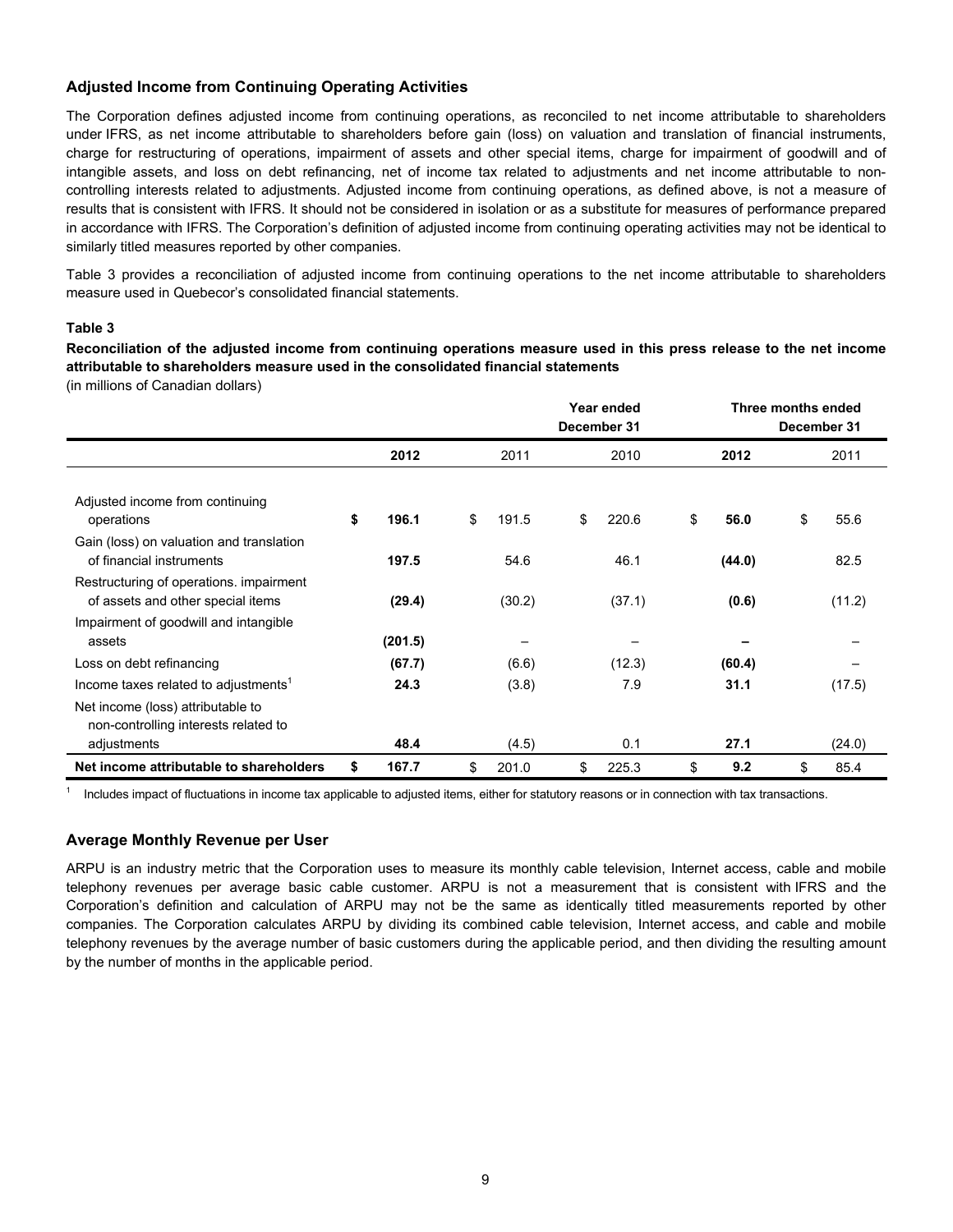## Adjusted Income from Continuing Operating Activities

The Corporation defines adjusted income from continuing operations, as reconciled to net income attributable to shareholders under IFRS, as net income attributable to shareholders before gain (loss) on valuation and translation of financial instruments, charge for restructuring of operations, impairment of assets and other special items, charge for impairment of goodwill and of intangible assets, and loss on debt refinancing, net of income tax related to adjustments and net income attributable to non-controlling interests related to adjustments. Adjusted income from continuing operations, as defined above, is not a measure of results that is consistent with IFRS. It should not be considered in isolation or as a substitute for measures of performance prepared in accordance with IFRS. The Corporation's definition of adjusted income from continuing operating activities may not be identical to similarly titled measures reported by other companies.

Table 3 provides a reconciliation of adjusted income from continuing operations to the net income attributable to shareholders measure used in Quebecor's consolidated financial statements.

**Table 3**

**Reconciliation of the adjusted income from continuing operations measure used in this press release to the net income attributable to shareholders measure used in the consolidated financial statements**

(in millions of Canadian dollars)

| | Year ended December 31 | | | Three months ended December 31 | |
|---|---|---|---|---|---|
| | **2012** | 2011 | 2010 | **2012** | 2011 |
| Adjusted income from continuing operations | **$ 196.1** | $ 191.5 | $ 220.6 | **$ 56.0** | $ 55.6 |
| Gain (loss) on valuation and translation of financial instruments | **197.5** | 54.6 | 46.1 | **(44.0)** | 82.5 |
| Restructuring of operations. impairment of assets and other special items | **(29.4)** | (30.2) | (37.1) | **(0.6)** | (11.2) |
| Impairment of goodwill and intangible assets | **(201.5)** | – | – | **–** | – |
| Loss on debt refinancing | **(67.7)** | (6.6) | (12.3) | **(60.4)** | – |
| Income taxes related to adjustments[1] | **24.3** | (3.8) | 7.9 | **31.1** | (17.5) |
| Net income (loss) attributable to non-controlling interests related to adjustments | **48.4** | (4.5) | 0.1 | **27.1** | (24.0) |
| **Net income attributable to shareholders** | **$ 167.7** | $ 201.0 | $ 225.3 | **$ 9.2** | $ 85.4 |

[1] Includes impact of fluctuations in income tax applicable to adjusted items, either for statutory reasons or in connection with tax transactions.

## Average Monthly Revenue per User

ARPU is an industry metric that the Corporation uses to measure its monthly cable television, Internet access, cable and mobile telephony revenues per average basic cable customer. ARPU is not a measurement that is consistent with IFRS and the Corporation's definition and calculation of ARPU may not be the same as identically titled measurements reported by other companies. The Corporation calculates ARPU by dividing its combined cable television, Internet access, and cable and mobile telephony revenues by the average number of basic customers during the applicable period, and then dividing the resulting amount by the number of months in the applicable period.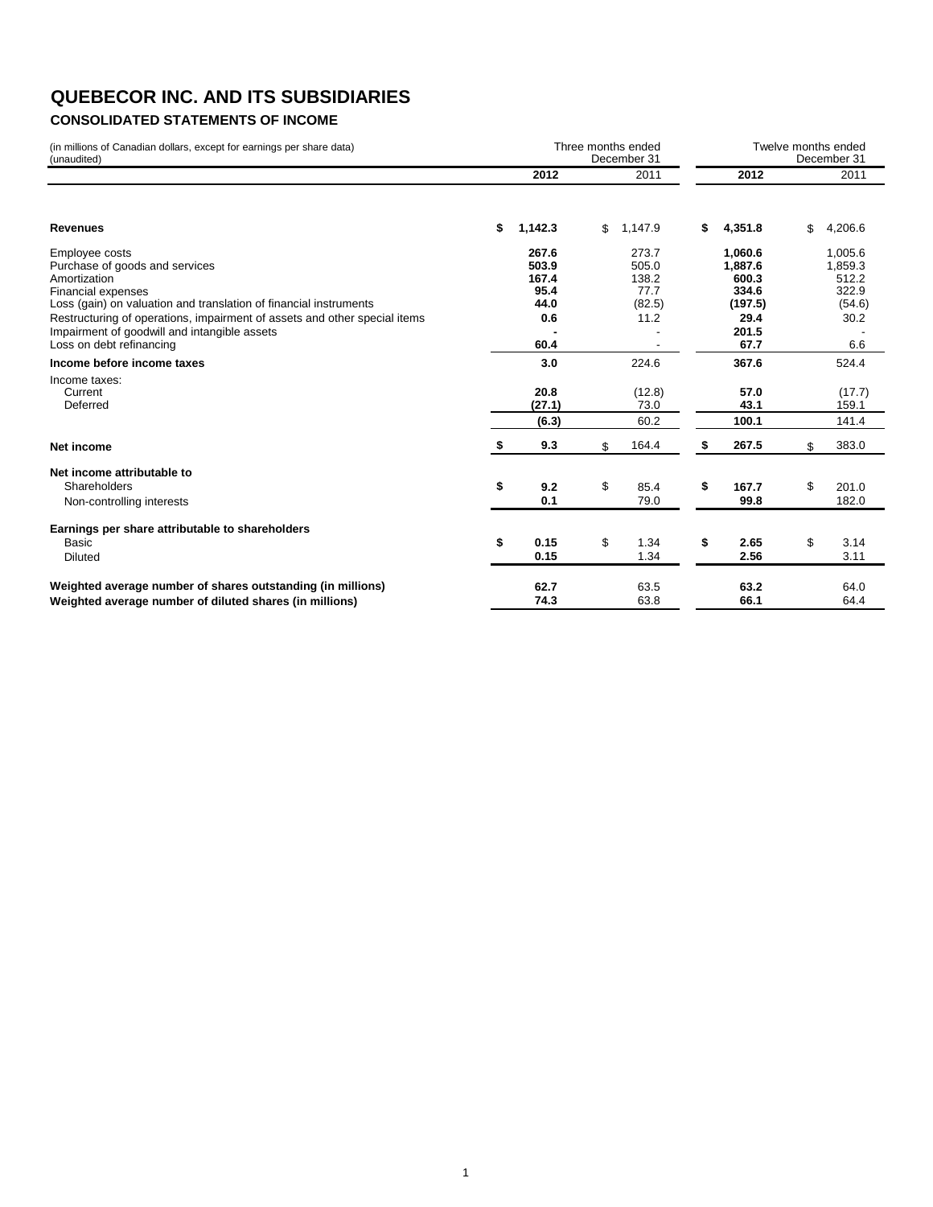# QUEBECOR INC. AND ITS SUBSIDIARIES

### CONSOLIDATED STATEMENTS OF INCOME

(in millions of Canadian dollars, except for earnings per share data)
(unaudited)

| | Three months ended December 31 | | Twelve months ended December 31 | |
|---|---|---|---|---|
| | **2012** | 2011 | **2012** | 2011 |
| **Revenues** | **$ 1,142.3** | $ 1,147.9 | **$ 4,351.8** | $ 4,206.6 |
| Employee costs | **267.6** | 273.7 | **1,060.6** | 1,005.6 |
| Purchase of goods and services | **503.9** | 505.0 | **1,887.6** | 1,859.3 |
| Amortization | **167.4** | 138.2 | **600.3** | 512.2 |
| Financial expenses | **95.4** | 77.7 | **334.6** | 322.9 |
| Loss (gain) on valuation and translation of financial instruments | **44.0** | (82.5) | **(197.5)** | (54.6) |
| Restructuring of operations, impairment of assets and other special items | **0.6** | 11.2 | **29.4** | 30.2 |
| Impairment of goodwill and intangible assets | **-** | - | **201.5** | - |
| Loss on debt refinancing | **60.4** | - | **67.7** | 6.6 |
| **Income before income taxes** | **3.0** | 224.6 | **367.6** | 524.4 |
| Income taxes: | | | | |
| Current | **20.8** | (12.8) | **57.0** | (17.7) |
| Deferred | **(27.1)** | 73.0 | **43.1** | 159.1 |
| | **(6.3)** | 60.2 | **100.1** | 141.4 |
| **Net income** | **$ 9.3** | $ 164.4 | **$ 267.5** | $ 383.0 |
| **Net income attributable to** | | | | |
| Shareholders | **$ 9.2** | $ 85.4 | **$ 167.7** | $ 201.0 |
| Non-controlling interests | **0.1** | 79.0 | **99.8** | 182.0 |
| **Earnings per share attributable to shareholders** | | | | |
| Basic | **$ 0.15** | $ 1.34 | **$ 2.65** | $ 3.14 |
| Diluted | **0.15** | 1.34 | **2.56** | 3.11 |
| **Weighted average number of shares outstanding (in millions)** | **62.7** | 63.5 | **63.2** | 64.0 |
| **Weighted average number of diluted shares (in millions)** | **74.3** | 63.8 | **66.1** | 64.4 |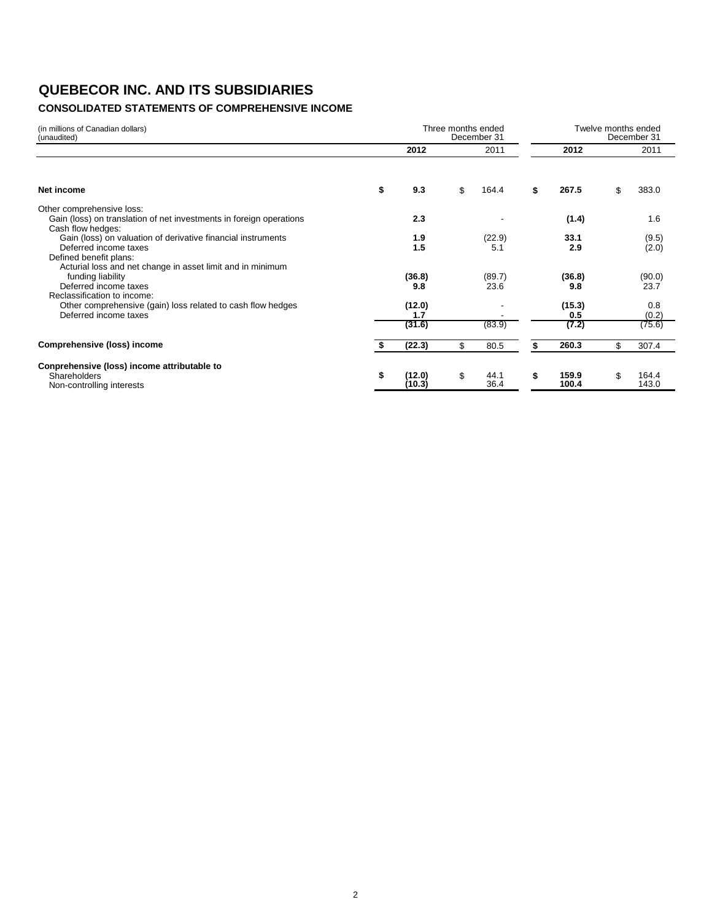# QUEBECOR INC. AND ITS SUBSIDIARIES

## CONSOLIDATED STATEMENTS OF COMPREHENSIVE INCOME

(in millions of Canadian dollars)
(unaudited)

| | Three months ended December 31 | | Twelve months ended December 31 | |
|---|---|---|---|---|
| | **2012** | 2011 | **2012** | 2011 |
| **Net income** | **$ 9.3** | $ 164.4 | **$ 267.5** | $ 383.0 |
| Other comprehensive loss: | | | | |
| Gain (loss) on translation of net investments in foreign operations | **2.3** | - | **(1.4)** | 1.6 |
| Cash flow hedges: | | | | |
| Gain (loss) on valuation of derivative financial instruments | **1.9** | (22.9) | **33.1** | (9.5) |
| Deferred income taxes | **1.5** | 5.1 | **2.9** | (2.0) |
| Defined benefit plans: | | | | |
| Acturial loss and net change in asset limit and in minimum funding liability | **(36.8)** | (89.7) | **(36.8)** | (90.0) |
| Deferred income taxes | **9.8** | 23.6 | **9.8** | 23.7 |
| Reclassification to income: | | | | |
| Other comprehensive (gain) loss related to cash flow hedges | **(12.0)** | - | **(15.3)** | 0.8 |
| Deferred income taxes | **1.7** | - | **0.5** | (0.2) |
| | **(31.6)** | (83.9) | **(7.2)** | (75.6) |
| **Comprehensive (loss) income** | **$ (22.3)** | $ 80.5 | **$ 260.3** | $ 307.4 |
| **Conprehensive (loss) income attributable to** | | | | |
| Shareholders | **$ (12.0)** | $ 44.1 | **$ 159.9** | $ 164.4 |
| Non-controlling interests | **(10.3)** | 36.4 | **100.4** | 143.0 |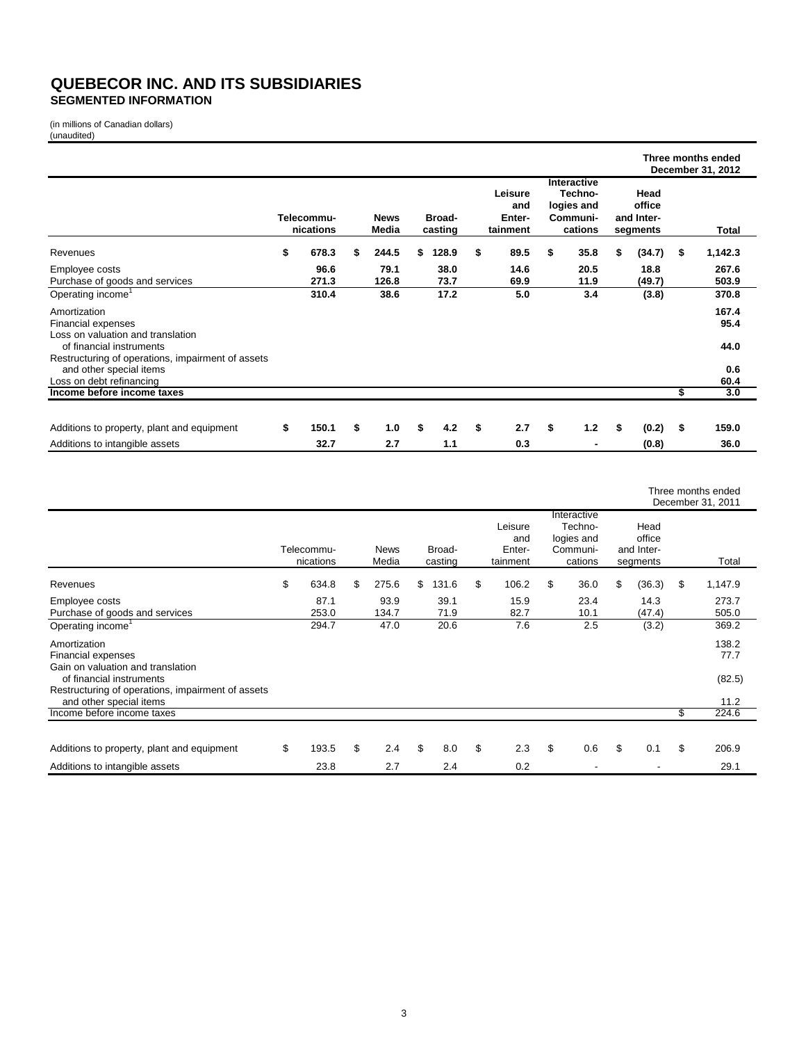# QUEBECOR INC. AND ITS SUBSIDIARIES

## SEGMENTED INFORMATION

(in millions of Canadian dollars)
(unaudited)

**Three months ended December 31, 2012**

| | Telecommu-nications | News Media | Broad-casting | Leisure and Enter-tainment | Interactive Techno-logies and Communi-cations | Head office and Inter-segments | Total |
|---|---|---|---|---|---|---|---|
| Revenues | $ 678.3 | $ 244.5 | $ 128.9 | $ 89.5 | $ 35.8 | $ (34.7) | $ 1,142.3 |
| Employee costs | 96.6 | 79.1 | 38.0 | 14.6 | 20.5 | 18.8 | 267.6 |
| Purchase of goods and services | 271.3 | 126.8 | 73.7 | 69.9 | 11.9 | (49.7) | 503.9 |
| Operating income[1] | 310.4 | 38.6 | 17.2 | 5.0 | 3.4 | (3.8) | 370.8 |
| Amortization | | | | | | | 167.4 |
| Financial expenses | | | | | | | 95.4 |
| Loss on valuation and translation of financial instruments | | | | | | | 44.0 |
| Restructuring of operations, impairment of assets and other special items | | | | | | | 0.6 |
| Loss on debt refinancing | | | | | | | 60.4 |
| Income before income taxes | | | | | | | $ 3.0 |
| | | | | | | | |
| Additions to property, plant and equipment | $ 150.1 | $ 1.0 | $ 4.2 | $ 2.7 | $ 1.2 | $ (0.2) | $ 159.0 |
| Additions to intangible assets | 32.7 | 2.7 | 1.1 | 0.3 | - | (0.8) | 36.0 |

Three months ended December 31, 2011

| | Telecommu-nications | News Media | Broad-casting | Leisure and Enter-tainment | Interactive Techno-logies and Communi-cations | Head office and Inter-segments | Total |
|---|---|---|---|---|---|---|---|
| Revenues | $ 634.8 | $ 275.6 | $ 131.6 | $ 106.2 | $ 36.0 | $ (36.3) | $ 1,147.9 |
| Employee costs | 87.1 | 93.9 | 39.1 | 15.9 | 23.4 | 14.3 | 273.7 |
| Purchase of goods and services | 253.0 | 134.7 | 71.9 | 82.7 | 10.1 | (47.4) | 505.0 |
| Operating income[1] | 294.7 | 47.0 | 20.6 | 7.6 | 2.5 | (3.2) | 369.2 |
| Amortization | | | | | | | 138.2 |
| Financial expenses | | | | | | | 77.7 |
| Gain on valuation and translation of financial instruments | | | | | | | (82.5) |
| Restructuring of operations, impairment of assets and other special items | | | | | | | 11.2 |
| Income before income taxes | | | | | | | $ 224.6 |
| | | | | | | | |
| Additions to property, plant and equipment | $ 193.5 | $ 2.4 | $ 8.0 | $ 2.3 | $ 0.6 | $ 0.1 | $ 206.9 |
| Additions to intangible assets | 23.8 | 2.7 | 2.4 | 0.2 | - | - | 29.1 |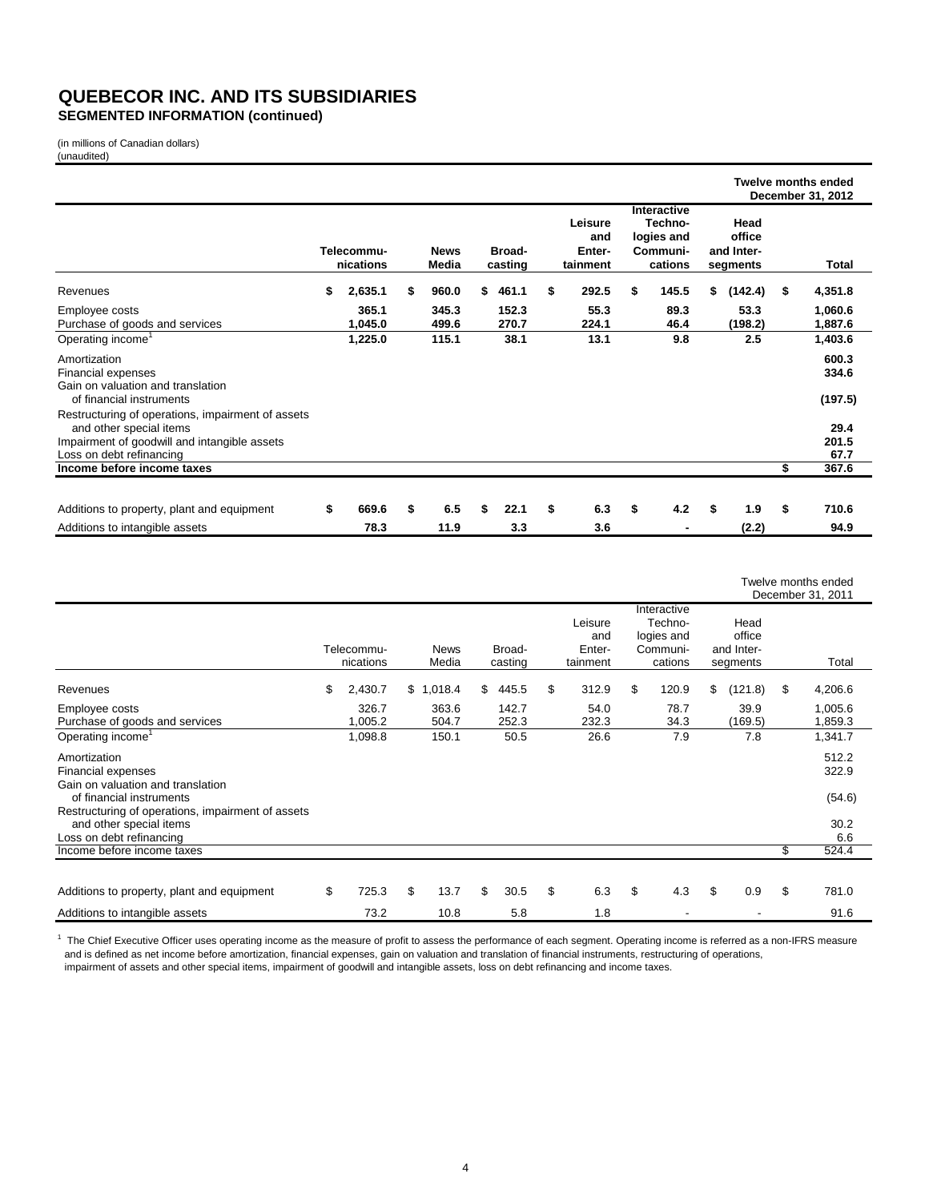# QUEBECOR INC. AND ITS SUBSIDIARIES

**SEGMENTED INFORMATION (continued)**

(in millions of Canadian dollars)
(unaudited)

| | | | | | | | **Twelve months ended December 31, 2012** |
|---|---|---|---|---|---|---|---|
| | **Telecommu-nications** | **News Media** | **Broad-casting** | **Leisure and Enter-tainment** | **Interactive Techno-logies and Communi-cations** | **Head office and Inter-segments** | **Total** |
| Revenues | **$ 2,635.1** | **$ 960.0** | **$ 461.1** | **$ 292.5** | **$ 145.5** | **$ (142.4)** | **$ 4,351.8** |
| Employee costs | **365.1** | **345.3** | **152.3** | **55.3** | **89.3** | **53.3** | **1,060.6** |
| Purchase of goods and services | **1,045.0** | **499.6** | **270.7** | **224.1** | **46.4** | **(198.2)** | **1,887.6** |
| Operating income[1] | **1,225.0** | **115.1** | **38.1** | **13.1** | **9.8** | **2.5** | **1,403.6** |
| Amortization | | | | | | | **600.3** |
| Financial expenses | | | | | | | **334.6** |
| Gain on valuation and translation of financial instruments | | | | | | | **(197.5)** |
| Restructuring of operations, impairment of assets and other special items | | | | | | | **29.4** |
| Impairment of goodwill and intangible assets | | | | | | | **201.5** |
| Loss on debt refinancing | | | | | | | **67.7** |
| **Income before income taxes** | | | | | | | **$ 367.6** |
| | | | | | | | |
| Additions to property, plant and equipment | **$ 669.6** | **$ 6.5** | **$ 22.1** | **$ 6.3** | **$ 4.2** | **$ 1.9** | **$ 710.6** |
| Additions to intangible assets | **78.3** | **11.9** | **3.3** | **3.6** | **-** | **(2.2)** | **94.9** |

| | | | | | | | Twelve months ended December 31, 2011 |
|---|---|---|---|---|---|---|---|
| | Telecommu-nications | News Media | Broad-casting | Leisure and Enter-tainment | Interactive Techno-logies and Communi-cations | Head office and Inter-segments | Total |
| Revenues | $ 2,430.7 | $ 1,018.4 | $ 445.5 | $ 312.9 | $ 120.9 | $ (121.8) | $ 4,206.6 |
| Employee costs | 326.7 | 363.6 | 142.7 | 54.0 | 78.7 | 39.9 | 1,005.6 |
| Purchase of goods and services | 1,005.2 | 504.7 | 252.3 | 232.3 | 34.3 | (169.5) | 1,859.3 |
| Operating income[1] | 1,098.8 | 150.1 | 50.5 | 26.6 | 7.9 | 7.8 | 1,341.7 |
| Amortization | | | | | | | 512.2 |
| Financial expenses | | | | | | | 322.9 |
| Gain on valuation and translation of financial instruments | | | | | | | (54.6) |
| Restructuring of operations, impairment of assets and other special items | | | | | | | 30.2 |
| Loss on debt refinancing | | | | | | | 6.6 |
| Income before income taxes | | | | | | | $ 524.4 |
| | | | | | | | |
| Additions to property, plant and equipment | $ 725.3 | $ 13.7 | $ 30.5 | $ 6.3 | $ 4.3 | $ 0.9 | $ 781.0 |
| Additions to intangible assets | 73.2 | 10.8 | 5.8 | 1.8 | - | - | 91.6 |

[1] The Chief Executive Officer uses operating income as the measure of profit to assess the performance of each segment. Operating income is referred as a non-IFRS measure and is defined as net income before amortization, financial expenses, gain on valuation and translation of financial instruments, restructuring of operations, impairment of assets and other special items, impairment of goodwill and intangible assets, loss on debt refinancing and income taxes.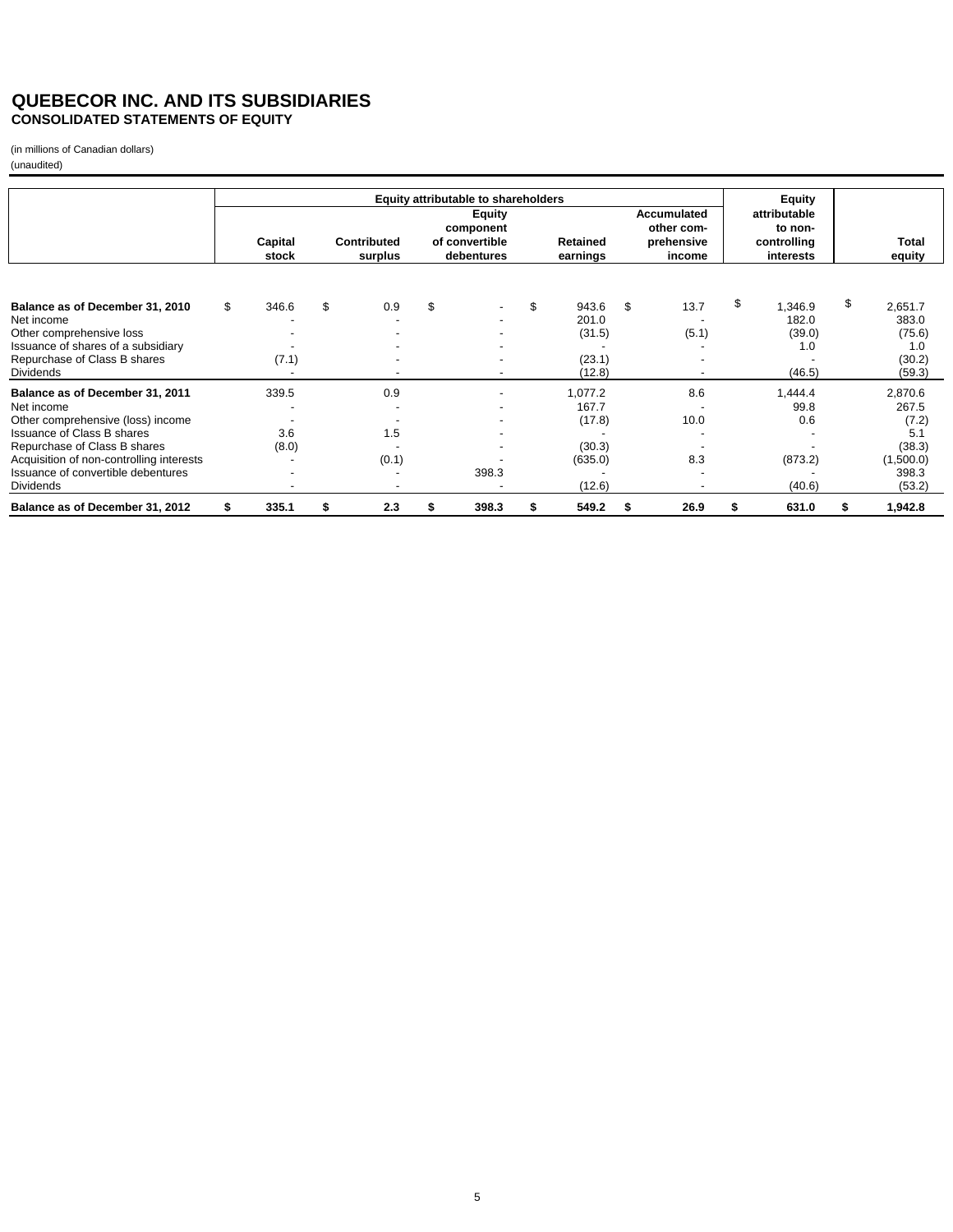# QUEBECOR INC. AND ITS SUBSIDIARIES
## CONSOLIDATED STATEMENTS OF EQUITY

(in millions of Canadian dollars)
(unaudited)

| | Equity attributable to shareholders | | | | | Equity attributable to non-controlling interests | Total equity |
|---|---|---|---|---|---|---|---|
| | Capital stock | Contributed surplus | Equity component of convertible debentures | Retained earnings | Accumulated other comprehensive income | | |
| **Balance as of December 31, 2010** | $ 346.6 | $ 0.9 | $ - | $ 943.6 | $ 13.7 | $ 1,346.9 | $ 2,651.7 |
| Net income | - | - | - | 201.0 | - | 182.0 | 383.0 |
| Other comprehensive loss | - | - | - | (31.5) | (5.1) | (39.0) | (75.6) |
| Issuance of shares of a subsidiary | - | - | - | - | - | 1.0 | 1.0 |
| Repurchase of Class B shares | (7.1) | - | - | (23.1) | - | - | (30.2) |
| Dividends | - | - | - | (12.8) | - | (46.5) | (59.3) |
| **Balance as of December 31, 2011** | 339.5 | 0.9 | - | 1,077.2 | 8.6 | 1,444.4 | 2,870.6 |
| Net income | - | - | - | 167.7 | - | 99.8 | 267.5 |
| Other comprehensive (loss) income | - | - | - | (17.8) | 10.0 | 0.6 | (7.2) |
| Issuance of Class B shares | 3.6 | 1.5 | - | - | - | - | 5.1 |
| Repurchase of Class B shares | (8.0) | - | - | (30.3) | - | - | (38.3) |
| Acquisition of non-controlling interests | - | (0.1) | - | (635.0) | 8.3 | (873.2) | (1,500.0) |
| Issuance of convertible debentures | - | - | 398.3 | - | - | - | 398.3 |
| Dividends | - | - | - | (12.6) | - | (40.6) | (53.2) |
| **Balance as of December 31, 2012** | **$ 335.1** | **$ 2.3** | **$ 398.3** | **$ 549.2** | **$ 26.9** | **$ 631.0** | **$ 1,942.8** |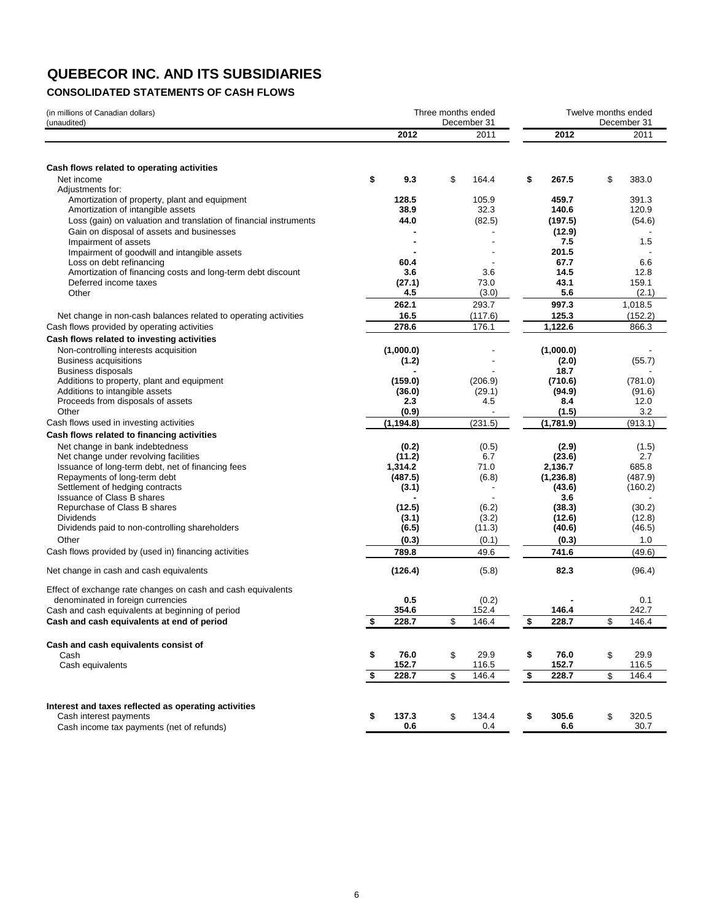# QUEBECOR INC. AND ITS SUBSIDIARIES

## CONSOLIDATED STATEMENTS OF CASH FLOWS

| (in millions of Canadian dollars) (unaudited) | Three months ended December 31 2012 | Three months ended December 31 2011 | Twelve months ended December 31 2012 | Twelve months ended December 31 2011 |
|---|---|---|---|---|
| **Cash flows related to operating activities** | | | | |
| Net income | $ 9.3 | $ 164.4 | $ 267.5 | $ 383.0 |
| Adjustments for: | | | | |
| Amortization of property, plant and equipment | 128.5 | 105.9 | 459.7 | 391.3 |
| Amortization of intangible assets | 38.9 | 32.3 | 140.6 | 120.9 |
| Loss (gain) on valuation and translation of financial instruments | 44.0 | (82.5) | (197.5) | (54.6) |
| Gain on disposal of assets and businesses | - | - | (12.9) | - |
| Impairment of assets | - | - | 7.5 | 1.5 |
| Impairment of goodwill and intangible assets | - | - | 201.5 | - |
| Loss on debt refinancing | 60.4 | - | 67.7 | 6.6 |
| Amortization of financing costs and long-term debt discount | 3.6 | 3.6 | 14.5 | 12.8 |
| Deferred income taxes | (27.1) | 73.0 | 43.1 | 159.1 |
| Other | 4.5 | (3.0) | 5.6 | (2.1) |
| | 262.1 | 293.7 | 997.3 | 1,018.5 |
| Net change in non-cash balances related to operating activities | 16.5 | (117.6) | 125.3 | (152.2) |
| Cash flows provided by operating activities | 278.6 | 176.1 | 1,122.6 | 866.3 |
| **Cash flows related to investing activities** | | | | |
| Non-controlling interests acquisition | (1,000.0) | - | (1,000.0) | - |
| Business acquisitions | (1.2) | - | (2.0) | (55.7) |
| Business disposals | - | - | 18.7 | - |
| Additions to property, plant and equipment | (159.0) | (206.9) | (710.6) | (781.0) |
| Additions to intangible assets | (36.0) | (29.1) | (94.9) | (91.6) |
| Proceeds from disposals of assets | 2.3 | 4.5 | 8.4 | 12.0 |
| Other | (0.9) | - | (1.5) | 3.2 |
| Cash flows used in investing activities | (1,194.8) | (231.5) | (1,781.9) | (913.1) |
| **Cash flows related to financing activities** | | | | |
| Net change in bank indebtedness | (0.2) | (0.5) | (2.9) | (1.5) |
| Net change under revolving facilities | (11.2) | 6.7 | (23.6) | 2.7 |
| Issuance of long-term debt, net of financing fees | 1,314.2 | 71.0 | 2,136.7 | 685.8 |
| Repayments of long-term debt | (487.5) | (6.8) | (1,236.8) | (487.9) |
| Settlement of hedging contracts | (3.1) | - | (43.6) | (160.2) |
| Issuance of Class B shares | - | - | 3.6 | - |
| Repurchase of Class B shares | (12.5) | (6.2) | (38.3) | (30.2) |
| Dividends | (3.1) | (3.2) | (12.6) | (12.8) |
| Dividends paid to non-controlling shareholders | (6.5) | (11.3) | (40.6) | (46.5) |
| Other | (0.3) | (0.1) | (0.3) | 1.0 |
| Cash flows provided by (used in) financing activities | 789.8 | 49.6 | 741.6 | (49.6) |
| Net change in cash and cash equivalents | (126.4) | (5.8) | 82.3 | (96.4) |
| Effect of exchange rate changes on cash and cash equivalents denominated in foreign currencies | 0.5 | (0.2) | - | 0.1 |
| Cash and cash equivalents at beginning of period | 354.6 | 152.4 | 146.4 | 242.7 |
| **Cash and cash equivalents at end of period** | $ 228.7 | $ 146.4 | $ 228.7 | $ 146.4 |
| **Cash and cash equivalents consist of** | | | | |
| Cash | $ 76.0 | $ 29.9 | $ 76.0 | $ 29.9 |
| Cash equivalents | 152.7 | 116.5 | 152.7 | 116.5 |
| | $ 228.7 | $ 146.4 | $ 228.7 | $ 146.4 |
| **Interest and taxes reflected as operating activities** | | | | |
| Cash interest payments | $ 137.3 | $ 134.4 | $ 305.6 | $ 320.5 |
| Cash income tax payments (net of refunds) | 0.6 | 0.4 | 6.6 | 30.7 |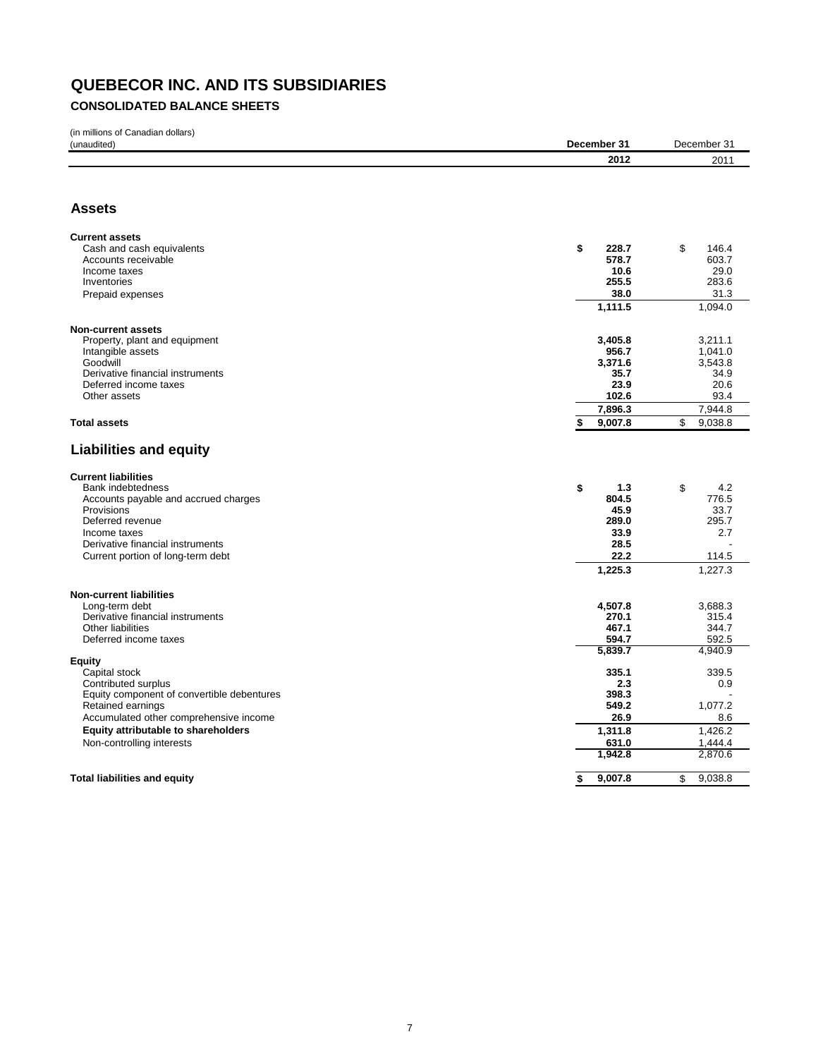# QUEBECOR INC. AND ITS SUBSIDIARIES

## CONSOLIDATED BALANCE SHEETS

(in millions of Canadian dollars)
(unaudited)

| | December 31 2012 | December 31 2011 |
|---|---|---|
| **Assets** | | |
| **Current assets** | | |
| Cash and cash equivalents | **$ 228.7** | $ 146.4 |
| Accounts receivable | **578.7** | 603.7 |
| Income taxes | **10.6** | 29.0 |
| Inventories | **255.5** | 283.6 |
| Prepaid expenses | **38.0** | 31.3 |
| | **1,111.5** | 1,094.0 |
| **Non-current assets** | | |
| Property, plant and equipment | **3,405.8** | 3,211.1 |
| Intangible assets | **956.7** | 1,041.0 |
| Goodwill | **3,371.6** | 3,543.8 |
| Derivative financial instruments | **35.7** | 34.9 |
| Deferred income taxes | **23.9** | 20.6 |
| Other assets | **102.6** | 93.4 |
| | **7,896.3** | 7,944.8 |
| **Total assets** | **$ 9,007.8** | $ 9,038.8 |
| **Liabilities and equity** | | |
| **Current liabilities** | | |
| Bank indebtedness | **$ 1.3** | $ 4.2 |
| Accounts payable and accrued charges | **804.5** | 776.5 |
| Provisions | **45.9** | 33.7 |
| Deferred revenue | **289.0** | 295.7 |
| Income taxes | **33.9** | 2.7 |
| Derivative financial instruments | **28.5** | - |
| Current portion of long-term debt | **22.2** | 114.5 |
| | **1,225.3** | 1,227.3 |
| **Non-current liabilities** | | |
| Long-term debt | **4,507.8** | 3,688.3 |
| Derivative financial instruments | **270.1** | 315.4 |
| Other liabilities | **467.1** | 344.7 |
| Deferred income taxes | **594.7** | 592.5 |
| | **5,839.7** | 4,940.9 |
| **Equity** | | |
| Capital stock | **335.1** | 339.5 |
| Contributed surplus | **2.3** | 0.9 |
| Equity component of convertible debentures | **398.3** | - |
| Retained earnings | **549.2** | 1,077.2 |
| Accumulated other comprehensive income | **26.9** | 8.6 |
| **Equity attributable to shareholders** | **1,311.8** | 1,426.2 |
| Non-controlling interests | **631.0** | 1,444.4 |
| | **1,942.8** | 2,870.6 |
| **Total liabilities and equity** | **$ 9,007.8** | $ 9,038.8 |